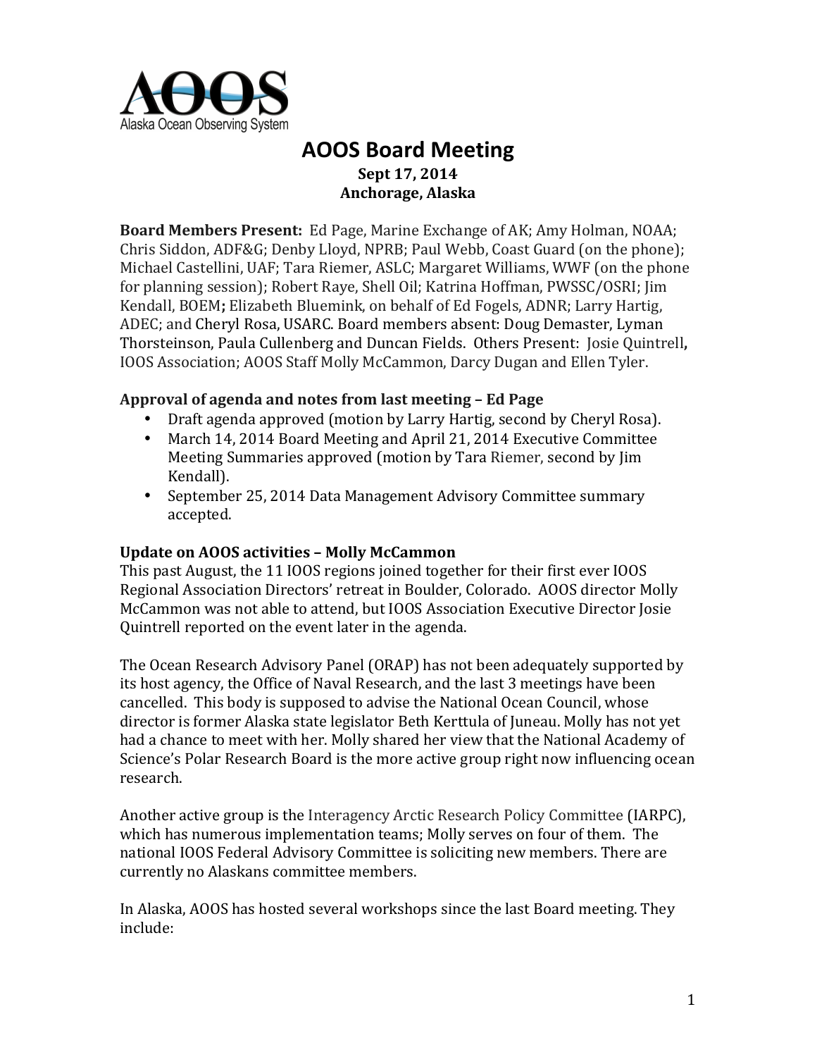# AOOS Board Meeting

**Sept 17, 2014**
**Anchorage, Alaska**

**Board Members Present:** Ed Page, Marine Exchange of AK; Amy Holman, NOAA; Chris Siddon, ADF&G; Denby Lloyd, NPRB; Paul Webb, Coast Guard (on the phone); Michael Castellini, UAF; Tara Riemer, ASLC; Margaret Williams, WWF (on the phone for planning session); Robert Raye, Shell Oil; Katrina Hoffman, PWSSC/OSRI; Jim Kendall, BOEM**;** Elizabeth Bluemink, on behalf of Ed Fogels, ADNR; Larry Hartig, ADEC; and Cheryl Rosa, USARC. Board members absent: Doug Demaster, Lyman Thorsteinson, Paula Cullenberg and Duncan Fields. Others Present: Josie Quintrell**,** IOOS Association; AOOS Staff Molly McCammon, Darcy Dugan and Ellen Tyler.

**Approval of agenda and notes from last meeting – Ed Page**

- Draft agenda approved (motion by Larry Hartig, second by Cheryl Rosa).
- March 14, 2014 Board Meeting and April 21, 2014 Executive Committee Meeting Summaries approved (motion by Tara Riemer, second by Jim Kendall).
- September 25, 2014 Data Management Advisory Committee summary accepted.

**Update on AOOS activities – Molly McCammon**

This past August, the 11 IOOS regions joined together for their first ever IOOS Regional Association Directors' retreat in Boulder, Colorado. AOOS director Molly McCammon was not able to attend, but IOOS Association Executive Director Josie Quintrell reported on the event later in the agenda.

The Ocean Research Advisory Panel (ORAP) has not been adequately supported by its host agency, the Office of Naval Research, and the last 3 meetings have been cancelled. This body is supposed to advise the National Ocean Council, whose director is former Alaska state legislator Beth Kerttula of Juneau. Molly has not yet had a chance to meet with her. Molly shared her view that the National Academy of Science's Polar Research Board is the more active group right now influencing ocean research.

Another active group is the Interagency Arctic Research Policy Committee (IARPC), which has numerous implementation teams; Molly serves on four of them. The national IOOS Federal Advisory Committee is soliciting new members. There are currently no Alaskans committee members.

In Alaska, AOOS has hosted several workshops since the last Board meeting. They include: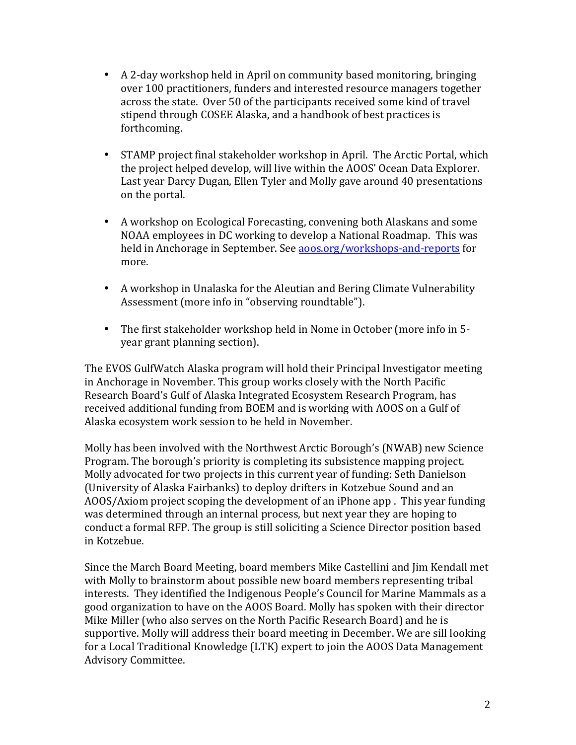- A 2-day workshop held in April on community based monitoring, bringing over 100 practitioners, funders and interested resource managers together across the state. Over 50 of the participants received some kind of travel stipend through COSEE Alaska, and a handbook of best practices is forthcoming.

- STAMP project final stakeholder workshop in April. The Arctic Portal, which the project helped develop, will live within the AOOS' Ocean Data Explorer. Last year Darcy Dugan, Ellen Tyler and Molly gave around 40 presentations on the portal.

- A workshop on Ecological Forecasting, convening both Alaskans and some NOAA employees in DC working to develop a National Roadmap. This was held in Anchorage in September. See [aoos.org/workshops-and-reports](aoos.org/workshops-and-reports) for more.

- A workshop in Unalaska for the Aleutian and Bering Climate Vulnerability Assessment (more info in "observing roundtable").

- The first stakeholder workshop held in Nome in October (more info in 5-year grant planning section).

The EVOS GulfWatch Alaska program will hold their Principal Investigator meeting in Anchorage in November. This group works closely with the North Pacific Research Board's Gulf of Alaska Integrated Ecosystem Research Program, has received additional funding from BOEM and is working with AOOS on a Gulf of Alaska ecosystem work session to be held in November.

Molly has been involved with the Northwest Arctic Borough's (NWAB) new Science Program. The borough's priority is completing its subsistence mapping project. Molly advocated for two projects in this current year of funding: Seth Danielson (University of Alaska Fairbanks) to deploy drifters in Kotzebue Sound and an AOOS/Axiom project scoping the development of an iPhone app . This year funding was determined through an internal process, but next year they are hoping to conduct a formal RFP. The group is still soliciting a Science Director position based in Kotzebue.

Since the March Board Meeting, board members Mike Castellini and Jim Kendall met with Molly to brainstorm about possible new board members representing tribal interests. They identified the Indigenous People's Council for Marine Mammals as a good organization to have on the AOOS Board. Molly has spoken with their director Mike Miller (who also serves on the North Pacific Research Board) and he is supportive. Molly will address their board meeting in December. We are sill looking for a Local Traditional Knowledge (LTK) expert to join the AOOS Data Management Advisory Committee.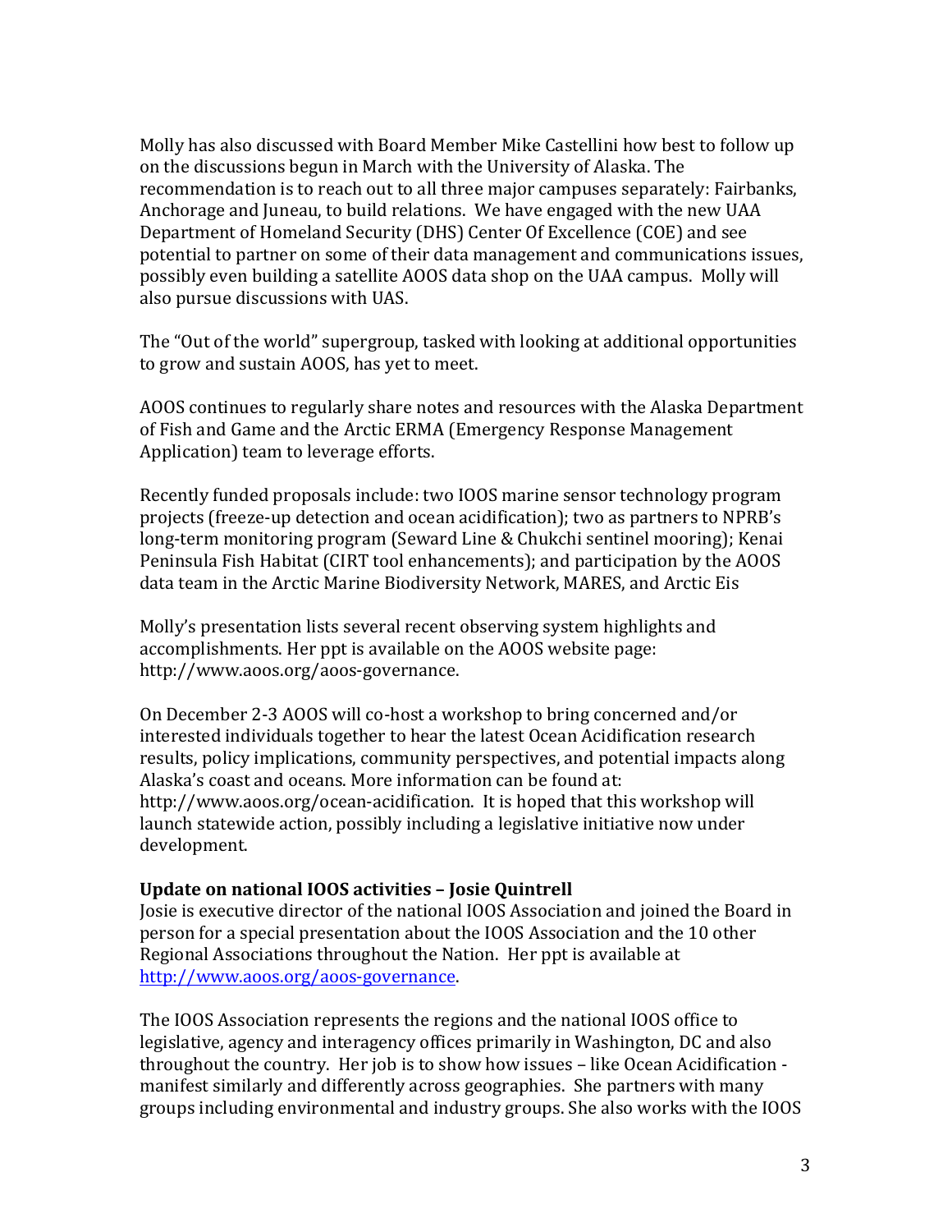Molly has also discussed with Board Member Mike Castellini how best to follow up on the discussions begun in March with the University of Alaska. The recommendation is to reach out to all three major campuses separately: Fairbanks, Anchorage and Juneau, to build relations. We have engaged with the new UAA Department of Homeland Security (DHS) Center Of Excellence (COE) and see potential to partner on some of their data management and communications issues, possibly even building a satellite AOOS data shop on the UAA campus. Molly will also pursue discussions with UAS.

The "Out of the world" supergroup, tasked with looking at additional opportunities to grow and sustain AOOS, has yet to meet.

AOOS continues to regularly share notes and resources with the Alaska Department of Fish and Game and the Arctic ERMA (Emergency Response Management Application) team to leverage efforts.

Recently funded proposals include: two IOOS marine sensor technology program projects (freeze-up detection and ocean acidification); two as partners to NPRB's long-term monitoring program (Seward Line & Chukchi sentinel mooring); Kenai Peninsula Fish Habitat (CIRT tool enhancements); and participation by the AOOS data team in the Arctic Marine Biodiversity Network, MARES, and Arctic Eis

Molly's presentation lists several recent observing system highlights and accomplishments. Her ppt is available on the AOOS website page: http://www.aoos.org/aoos-governance.

On December 2-3 AOOS will co-host a workshop to bring concerned and/or interested individuals together to hear the latest Ocean Acidification research results, policy implications, community perspectives, and potential impacts along Alaska's coast and oceans. More information can be found at: http://www.aoos.org/ocean-acidification. It is hoped that this workshop will launch statewide action, possibly including a legislative initiative now under development.

**Update on national IOOS activities – Josie Quintrell**

Josie is executive director of the national IOOS Association and joined the Board in person for a special presentation about the IOOS Association and the 10 other Regional Associations throughout the Nation. Her ppt is available at http://www.aoos.org/aoos-governance.

The IOOS Association represents the regions and the national IOOS office to legislative, agency and interagency offices primarily in Washington, DC and also throughout the country. Her job is to show how issues – like Ocean Acidification - manifest similarly and differently across geographies. She partners with many groups including environmental and industry groups. She also works with the IOOS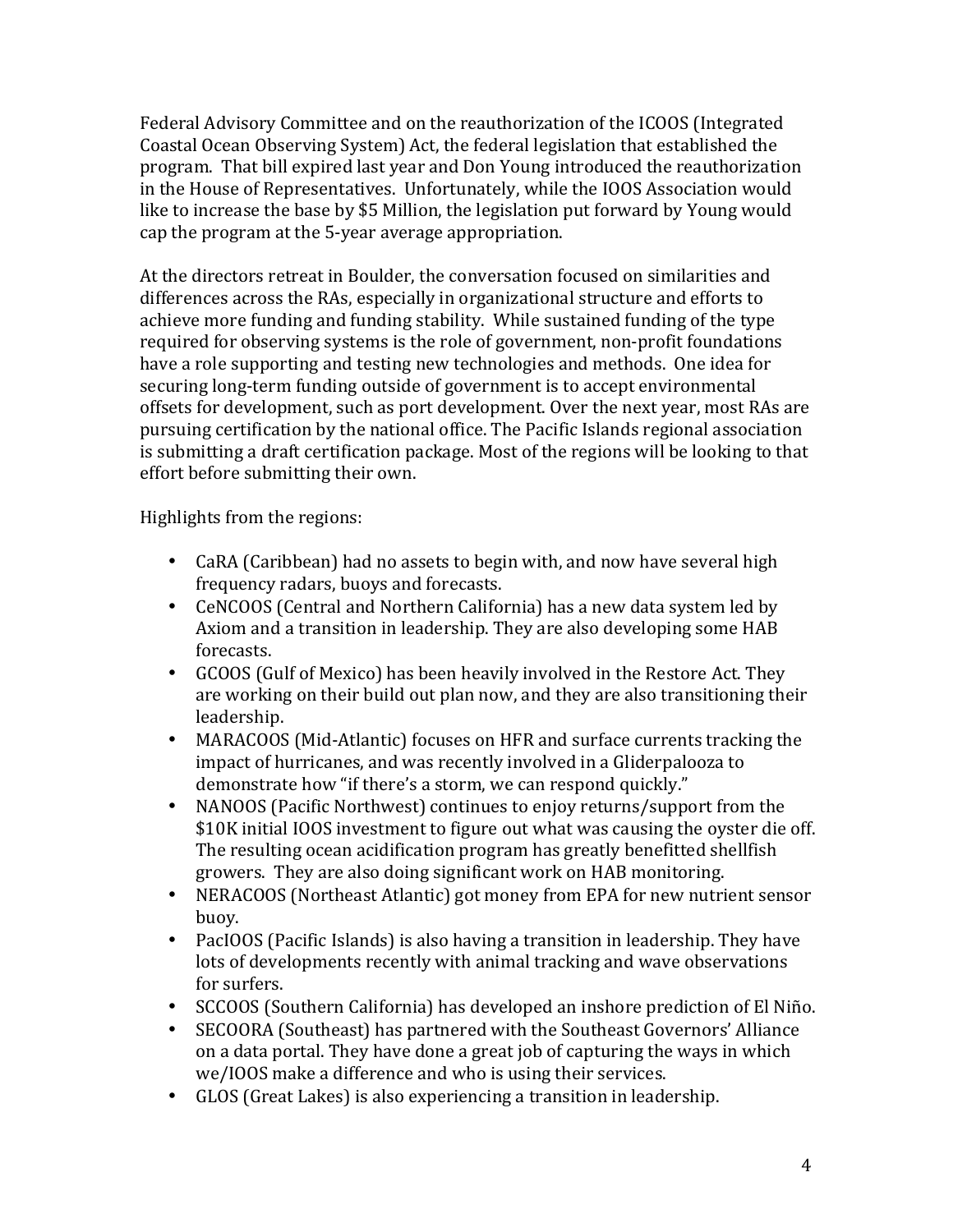Federal Advisory Committee and on the reauthorization of the ICOOS (Integrated Coastal Ocean Observing System) Act, the federal legislation that established the program. That bill expired last year and Don Young introduced the reauthorization in the House of Representatives. Unfortunately, while the IOOS Association would like to increase the base by $5 Million, the legislation put forward by Young would cap the program at the 5-year average appropriation.

At the directors retreat in Boulder, the conversation focused on similarities and differences across the RAs, especially in organizational structure and efforts to achieve more funding and funding stability. While sustained funding of the type required for observing systems is the role of government, non-profit foundations have a role supporting and testing new technologies and methods. One idea for securing long-term funding outside of government is to accept environmental offsets for development, such as port development. Over the next year, most RAs are pursuing certification by the national office. The Pacific Islands regional association is submitting a draft certification package. Most of the regions will be looking to that effort before submitting their own.

Highlights from the regions:

- CaRA (Caribbean) had no assets to begin with, and now have several high frequency radars, buoys and forecasts.
- CeNCOOS (Central and Northern California) has a new data system led by Axiom and a transition in leadership. They are also developing some HAB forecasts.
- GCOOS (Gulf of Mexico) has been heavily involved in the Restore Act. They are working on their build out plan now, and they are also transitioning their leadership.
- MARACOOS (Mid-Atlantic) focuses on HFR and surface currents tracking the impact of hurricanes, and was recently involved in a Gliderpalooza to demonstrate how "if there's a storm, we can respond quickly."
- NANOOS (Pacific Northwest) continues to enjoy returns/support from the $10K initial IOOS investment to figure out what was causing the oyster die off. The resulting ocean acidification program has greatly benefitted shellfish growers. They are also doing significant work on HAB monitoring.
- NERACOOS (Northeast Atlantic) got money from EPA for new nutrient sensor buoy.
- PacIOOS (Pacific Islands) is also having a transition in leadership. They have lots of developments recently with animal tracking and wave observations for surfers.
- SCCOOS (Southern California) has developed an inshore prediction of El Niño.
- SECOORA (Southeast) has partnered with the Southeast Governors' Alliance on a data portal. They have done a great job of capturing the ways in which we/IOOS make a difference and who is using their services.
- GLOS (Great Lakes) is also experiencing a transition in leadership.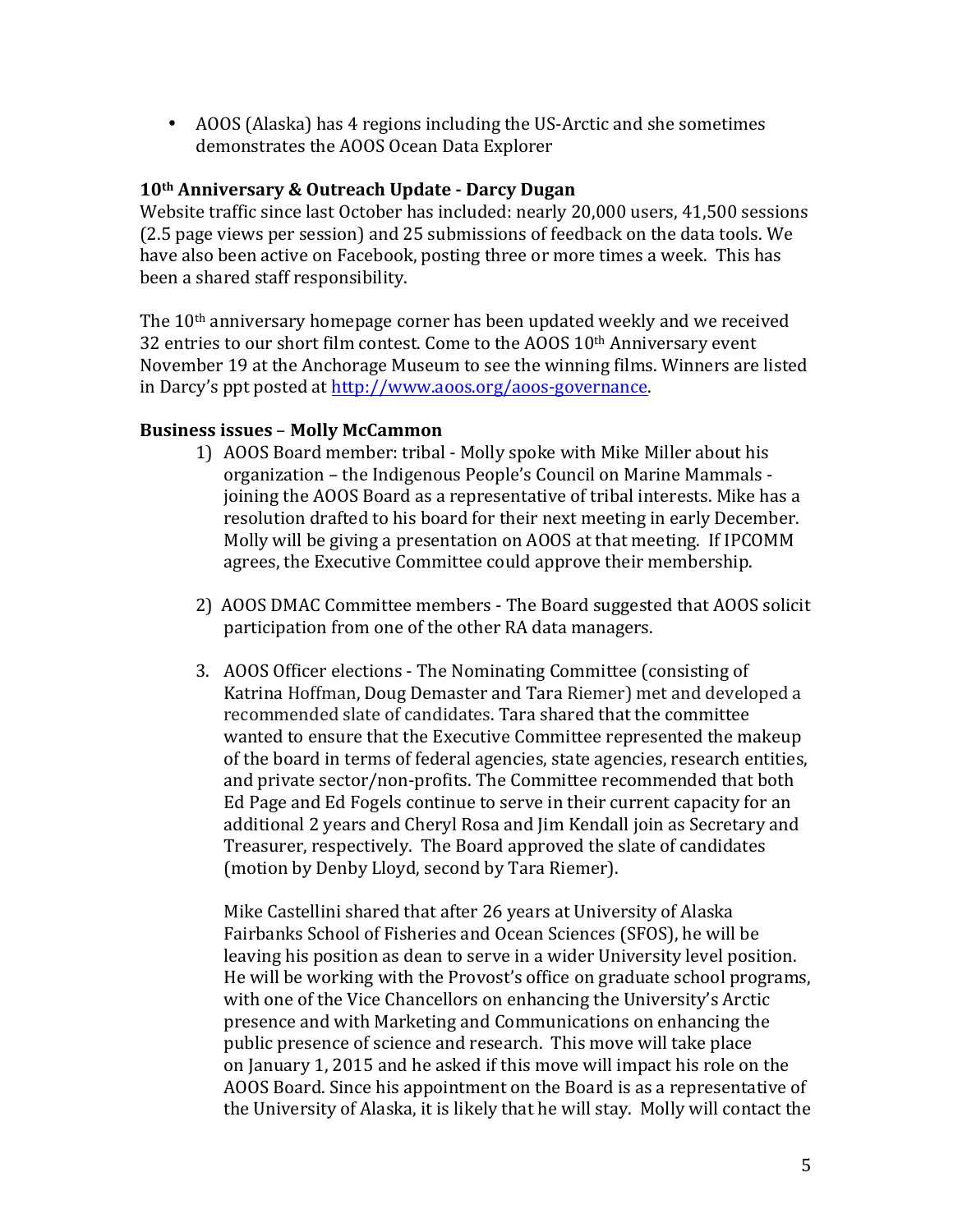- AOOS (Alaska) has 4 regions including the US-Arctic and she sometimes demonstrates the AOOS Ocean Data Explorer

**10th Anniversary & Outreach Update - Darcy Dugan**

Website traffic since last October has included: nearly 20,000 users, 41,500 sessions (2.5 page views per session) and 25 submissions of feedback on the data tools. We have also been active on Facebook, posting three or more times a week. This has been a shared staff responsibility.

The 10th anniversary homepage corner has been updated weekly and we received 32 entries to our short film contest. Come to the AOOS 10th Anniversary event November 19 at the Anchorage Museum to see the winning films. Winners are listed in Darcy's ppt posted at http://www.aoos.org/aoos-governance.

**Business issues – Molly McCammon**

1) AOOS Board member: tribal - Molly spoke with Mike Miller about his organization – the Indigenous People's Council on Marine Mammals - joining the AOOS Board as a representative of tribal interests. Mike has a resolution drafted to his board for their next meeting in early December. Molly will be giving a presentation on AOOS at that meeting. If IPCOMM agrees, the Executive Committee could approve their membership.

2) AOOS DMAC Committee members - The Board suggested that AOOS solicit participation from one of the other RA data managers.

3. AOOS Officer elections - The Nominating Committee (consisting of Katrina Hoffman, Doug Demaster and Tara Riemer) met and developed a recommended slate of candidates. Tara shared that the committee wanted to ensure that the Executive Committee represented the makeup of the board in terms of federal agencies, state agencies, research entities, and private sector/non-profits. The Committee recommended that both Ed Page and Ed Fogels continue to serve in their current capacity for an additional 2 years and Cheryl Rosa and Jim Kendall join as Secretary and Treasurer, respectively. The Board approved the slate of candidates (motion by Denby Lloyd, second by Tara Riemer).

   Mike Castellini shared that after 26 years at University of Alaska Fairbanks School of Fisheries and Ocean Sciences (SFOS), he will be leaving his position as dean to serve in a wider University level position. He will be working with the Provost's office on graduate school programs, with one of the Vice Chancellors on enhancing the University's Arctic presence and with Marketing and Communications on enhancing the public presence of science and research. This move will take place on January 1, 2015 and he asked if this move will impact his role on the AOOS Board. Since his appointment on the Board is as a representative of the University of Alaska, it is likely that he will stay. Molly will contact the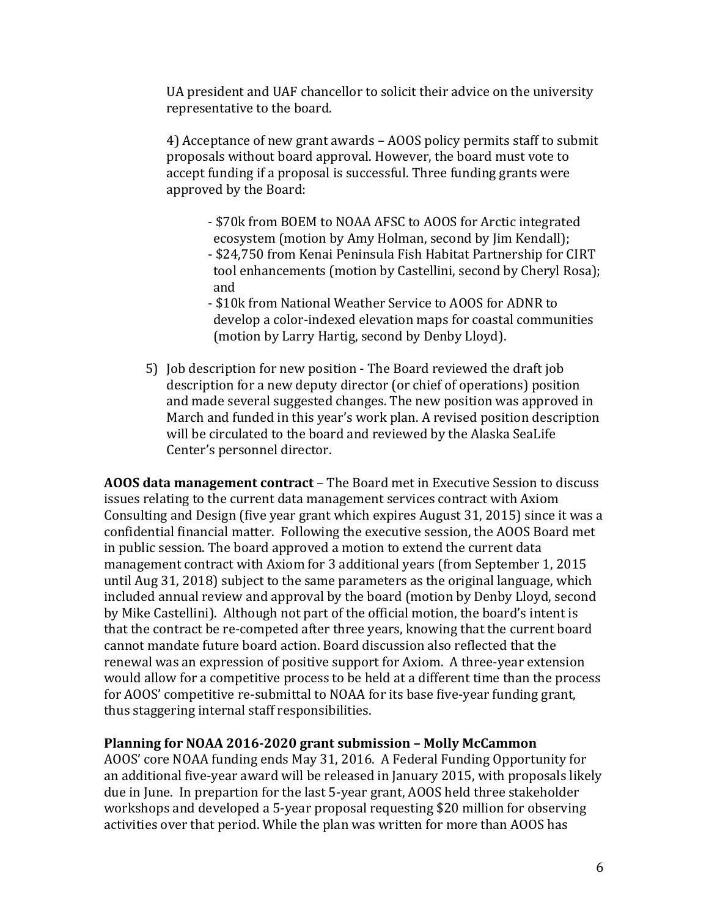UA president and UAF chancellor to solicit their advice on the university representative to the board.

4) Acceptance of new grant awards – AOOS policy permits staff to submit proposals without board approval. However, the board must vote to accept funding if a proposal is successful. Three funding grants were approved by the Board:

- $70k from BOEM to NOAA AFSC to AOOS for Arctic integrated ecosystem (motion by Amy Holman, second by Jim Kendall);
- $24,750 from Kenai Peninsula Fish Habitat Partnership for CIRT tool enhancements (motion by Castellini, second by Cheryl Rosa); and
- $10k from National Weather Service to AOOS for ADNR to develop a color-indexed elevation maps for coastal communities (motion by Larry Hartig, second by Denby Lloyd).

5) Job description for new position - The Board reviewed the draft job description for a new deputy director (or chief of operations) position and made several suggested changes. The new position was approved in March and funded in this year's work plan. A revised position description will be circulated to the board and reviewed by the Alaska SeaLife Center's personnel director.

**AOOS data management contract** – The Board met in Executive Session to discuss issues relating to the current data management services contract with Axiom Consulting and Design (five year grant which expires August 31, 2015) since it was a confidential financial matter. Following the executive session, the AOOS Board met in public session. The board approved a motion to extend the current data management contract with Axiom for 3 additional years (from September 1, 2015 until Aug 31, 2018) subject to the same parameters as the original language, which included annual review and approval by the board (motion by Denby Lloyd, second by Mike Castellini). Although not part of the official motion, the board's intent is that the contract be re-competed after three years, knowing that the current board cannot mandate future board action. Board discussion also reflected that the renewal was an expression of positive support for Axiom. A three-year extension would allow for a competitive process to be held at a different time than the process for AOOS' competitive re-submittal to NOAA for its base five-year funding grant, thus staggering internal staff responsibilities.

**Planning for NOAA 2016-2020 grant submission – Molly McCammon**

AOOS' core NOAA funding ends May 31, 2016. A Federal Funding Opportunity for an additional five-year award will be released in January 2015, with proposals likely due in June. In prepartion for the last 5-year grant, AOOS held three stakeholder workshops and developed a 5-year proposal requesting $20 million for observing activities over that period. While the plan was written for more than AOOS has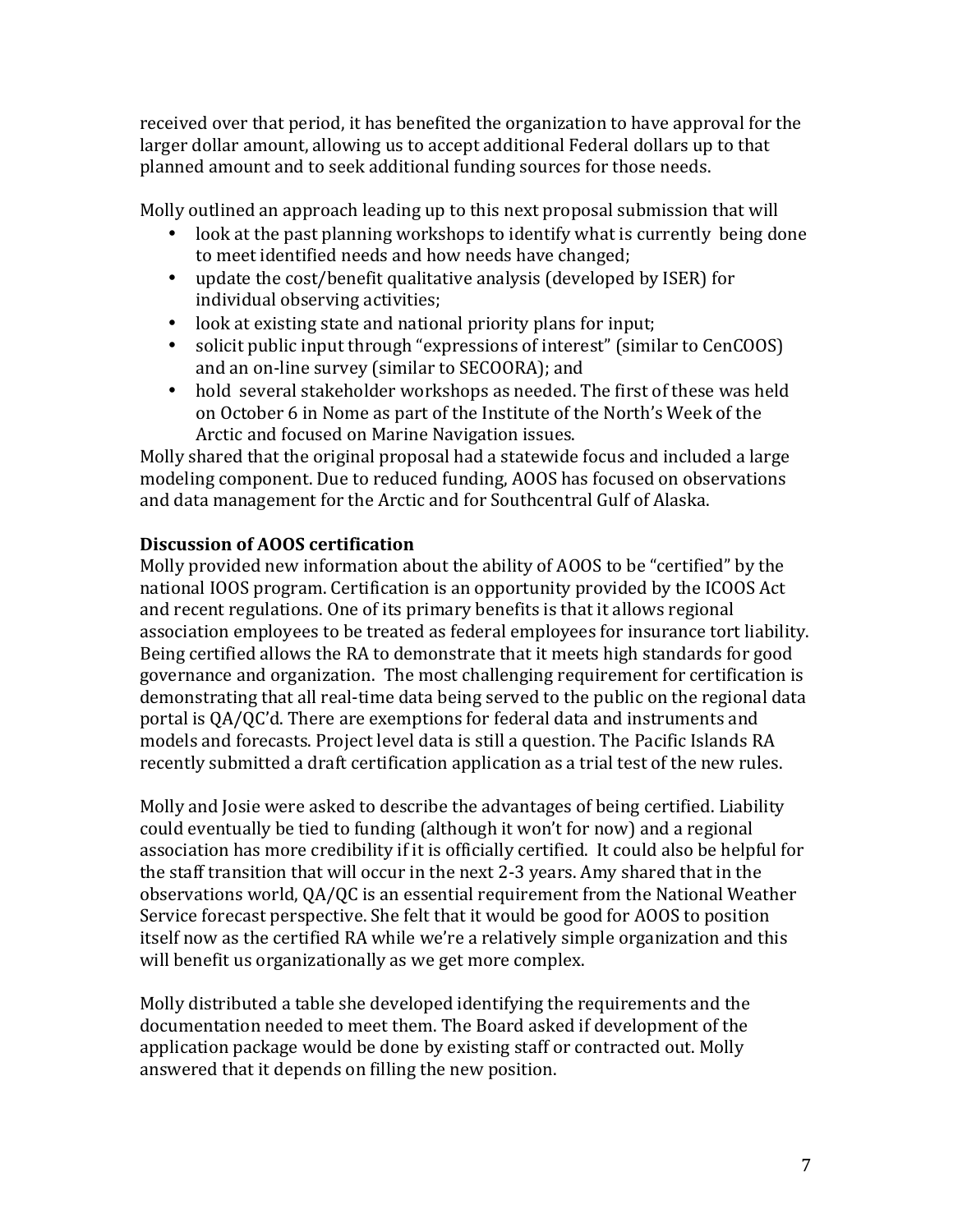received over that period, it has benefited the organization to have approval for the larger dollar amount, allowing us to accept additional Federal dollars up to that planned amount and to seek additional funding sources for those needs.

Molly outlined an approach leading up to this next proposal submission that will

- look at the past planning workshops to identify what is currently being done to meet identified needs and how needs have changed;
- update the cost/benefit qualitative analysis (developed by ISER) for individual observing activities;
- look at existing state and national priority plans for input;
- solicit public input through "expressions of interest" (similar to CenCOOS) and an on-line survey (similar to SECOORA); and
- hold several stakeholder workshops as needed. The first of these was held on October 6 in Nome as part of the Institute of the North's Week of the Arctic and focused on Marine Navigation issues.

Molly shared that the original proposal had a statewide focus and included a large modeling component. Due to reduced funding, AOOS has focused on observations and data management for the Arctic and for Southcentral Gulf of Alaska.

**Discussion of AOOS certification**

Molly provided new information about the ability of AOOS to be "certified" by the national IOOS program. Certification is an opportunity provided by the ICOOS Act and recent regulations. One of its primary benefits is that it allows regional association employees to be treated as federal employees for insurance tort liability. Being certified allows the RA to demonstrate that it meets high standards for good governance and organization. The most challenging requirement for certification is demonstrating that all real-time data being served to the public on the regional data portal is QA/QC'd. There are exemptions for federal data and instruments and models and forecasts. Project level data is still a question. The Pacific Islands RA recently submitted a draft certification application as a trial test of the new rules.

Molly and Josie were asked to describe the advantages of being certified. Liability could eventually be tied to funding (although it won't for now) and a regional association has more credibility if it is officially certified. It could also be helpful for the staff transition that will occur in the next 2-3 years. Amy shared that in the observations world, QA/QC is an essential requirement from the National Weather Service forecast perspective. She felt that it would be good for AOOS to position itself now as the certified RA while we're a relatively simple organization and this will benefit us organizationally as we get more complex.

Molly distributed a table she developed identifying the requirements and the documentation needed to meet them. The Board asked if development of the application package would be done by existing staff or contracted out. Molly answered that it depends on filling the new position.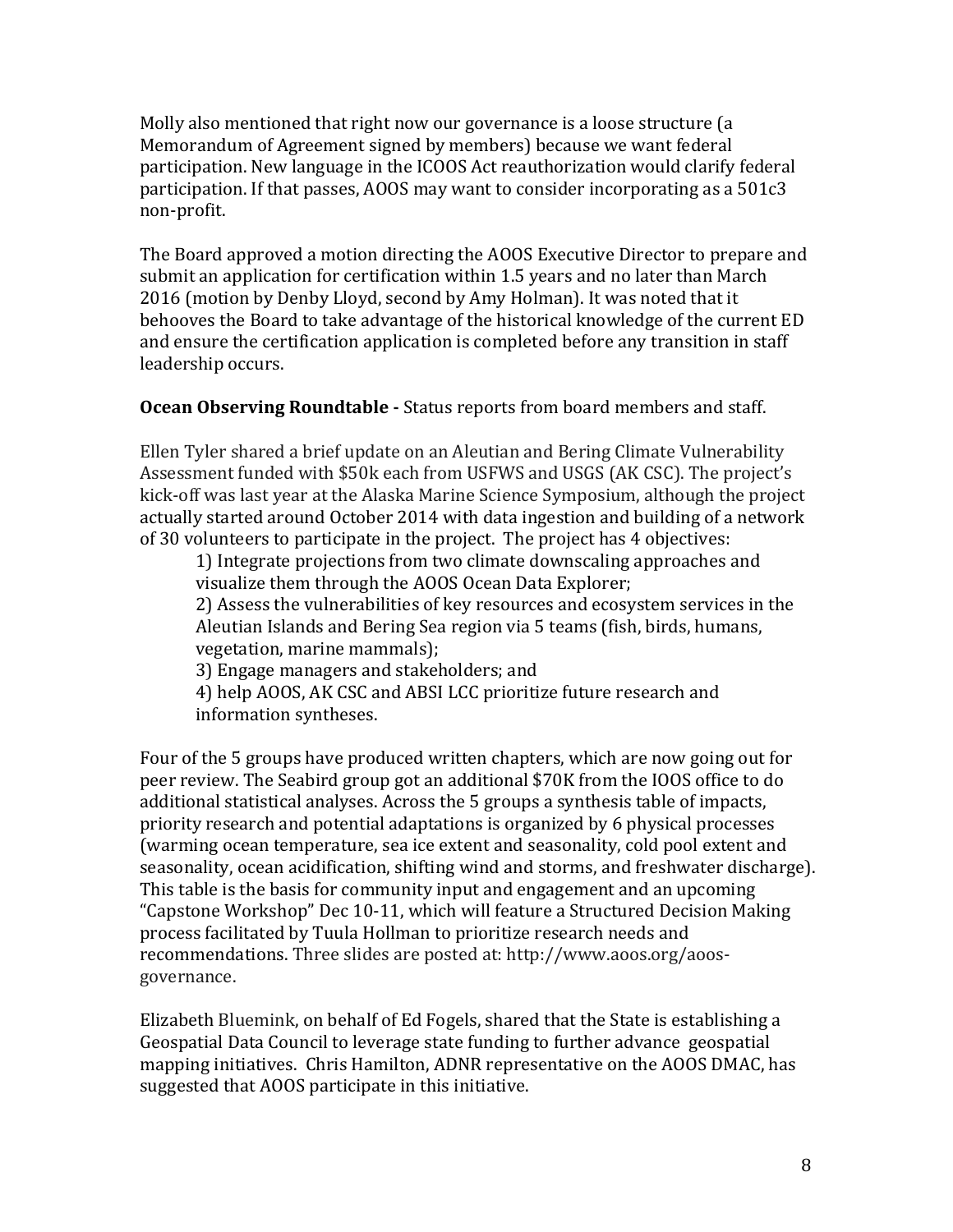Molly also mentioned that right now our governance is a loose structure (a Memorandum of Agreement signed by members) because we want federal participation. New language in the ICOOS Act reauthorization would clarify federal participation. If that passes, AOOS may want to consider incorporating as a 501c3 non-profit.

The Board approved a motion directing the AOOS Executive Director to prepare and submit an application for certification within 1.5 years and no later than March 2016 (motion by Denby Lloyd, second by Amy Holman). It was noted that it behooves the Board to take advantage of the historical knowledge of the current ED and ensure the certification application is completed before any transition in staff leadership occurs.

**Ocean Observing Roundtable -** Status reports from board members and staff.

Ellen Tyler shared a brief update on an Aleutian and Bering Climate Vulnerability Assessment funded with $50k each from USFWS and USGS (AK CSC). The project's kick-off was last year at the Alaska Marine Science Symposium, although the project actually started around October 2014 with data ingestion and building of a network of 30 volunteers to participate in the project. The project has 4 objectives:

1) Integrate projections from two climate downscaling approaches and visualize them through the AOOS Ocean Data Explorer;
2) Assess the vulnerabilities of key resources and ecosystem services in the Aleutian Islands and Bering Sea region via 5 teams (fish, birds, humans, vegetation, marine mammals);
3) Engage managers and stakeholders; and
4) help AOOS, AK CSC and ABSI LCC prioritize future research and information syntheses.

Four of the 5 groups have produced written chapters, which are now going out for peer review. The Seabird group got an additional $70K from the IOOS office to do additional statistical analyses. Across the 5 groups a synthesis table of impacts, priority research and potential adaptations is organized by 6 physical processes (warming ocean temperature, sea ice extent and seasonality, cold pool extent and seasonality, ocean acidification, shifting wind and storms, and freshwater discharge). This table is the basis for community input and engagement and an upcoming "Capstone Workshop" Dec 10-11, which will feature a Structured Decision Making process facilitated by Tuula Hollman to prioritize research needs and recommendations. Three slides are posted at: http://www.aoos.org/aoos-governance.

Elizabeth Bluemink, on behalf of Ed Fogels, shared that the State is establishing a Geospatial Data Council to leverage state funding to further advance geospatial mapping initiatives. Chris Hamilton, ADNR representative on the AOOS DMAC, has suggested that AOOS participate in this initiative.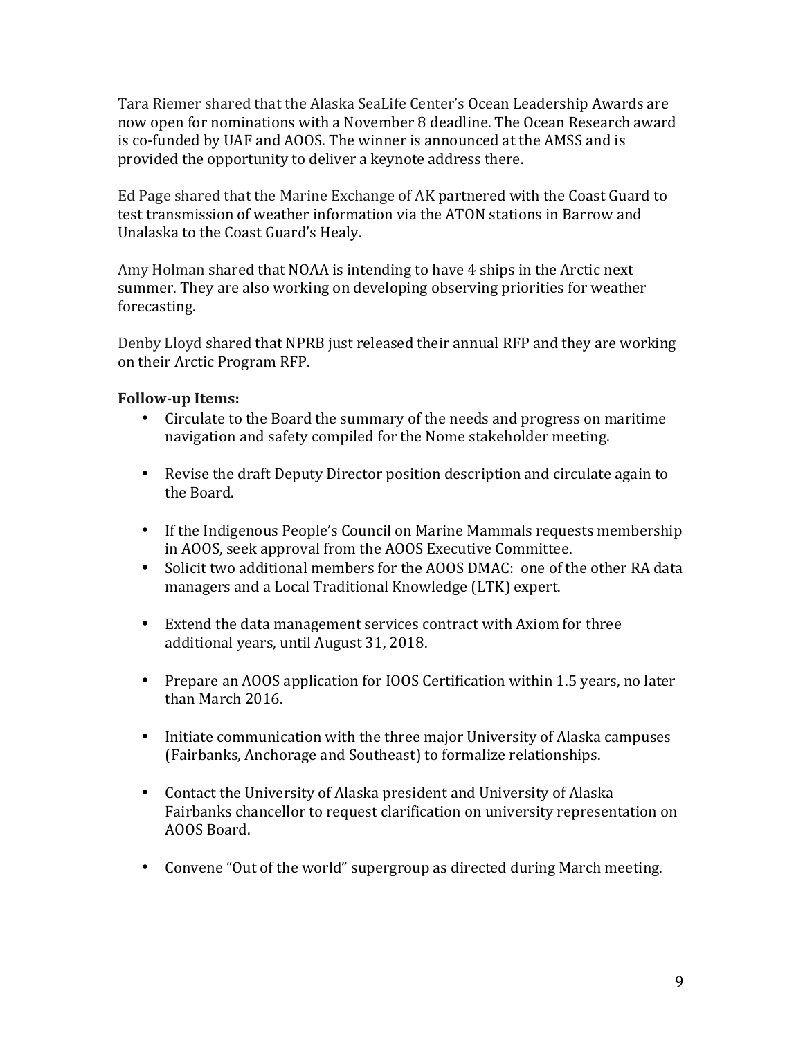Tara Riemer shared that the Alaska SeaLife Center's Ocean Leadership Awards are now open for nominations with a November 8 deadline. The Ocean Research award is co-funded by UAF and AOOS. The winner is announced at the AMSS and is provided the opportunity to deliver a keynote address there.

Ed Page shared that the Marine Exchange of AK partnered with the Coast Guard to test transmission of weather information via the ATON stations in Barrow and Unalaska to the Coast Guard's Healy.

Amy Holman shared that NOAA is intending to have 4 ships in the Arctic next summer. They are also working on developing observing priorities for weather forecasting.

Denby Lloyd shared that NPRB just released their annual RFP and they are working on their Arctic Program RFP.

**Follow-up Items:**

- Circulate to the Board the summary of the needs and progress on maritime navigation and safety compiled for the Nome stakeholder meeting.
- Revise the draft Deputy Director position description and circulate again to the Board.
- If the Indigenous People's Council on Marine Mammals requests membership in AOOS, seek approval from the AOOS Executive Committee.
- Solicit two additional members for the AOOS DMAC: one of the other RA data managers and a Local Traditional Knowledge (LTK) expert.
- Extend the data management services contract with Axiom for three additional years, until August 31, 2018.
- Prepare an AOOS application for IOOS Certification within 1.5 years, no later than March 2016.
- Initiate communication with the three major University of Alaska campuses (Fairbanks, Anchorage and Southeast) to formalize relationships.
- Contact the University of Alaska president and University of Alaska Fairbanks chancellor to request clarification on university representation on AOOS Board.
- Convene "Out of the world" supergroup as directed during March meeting.